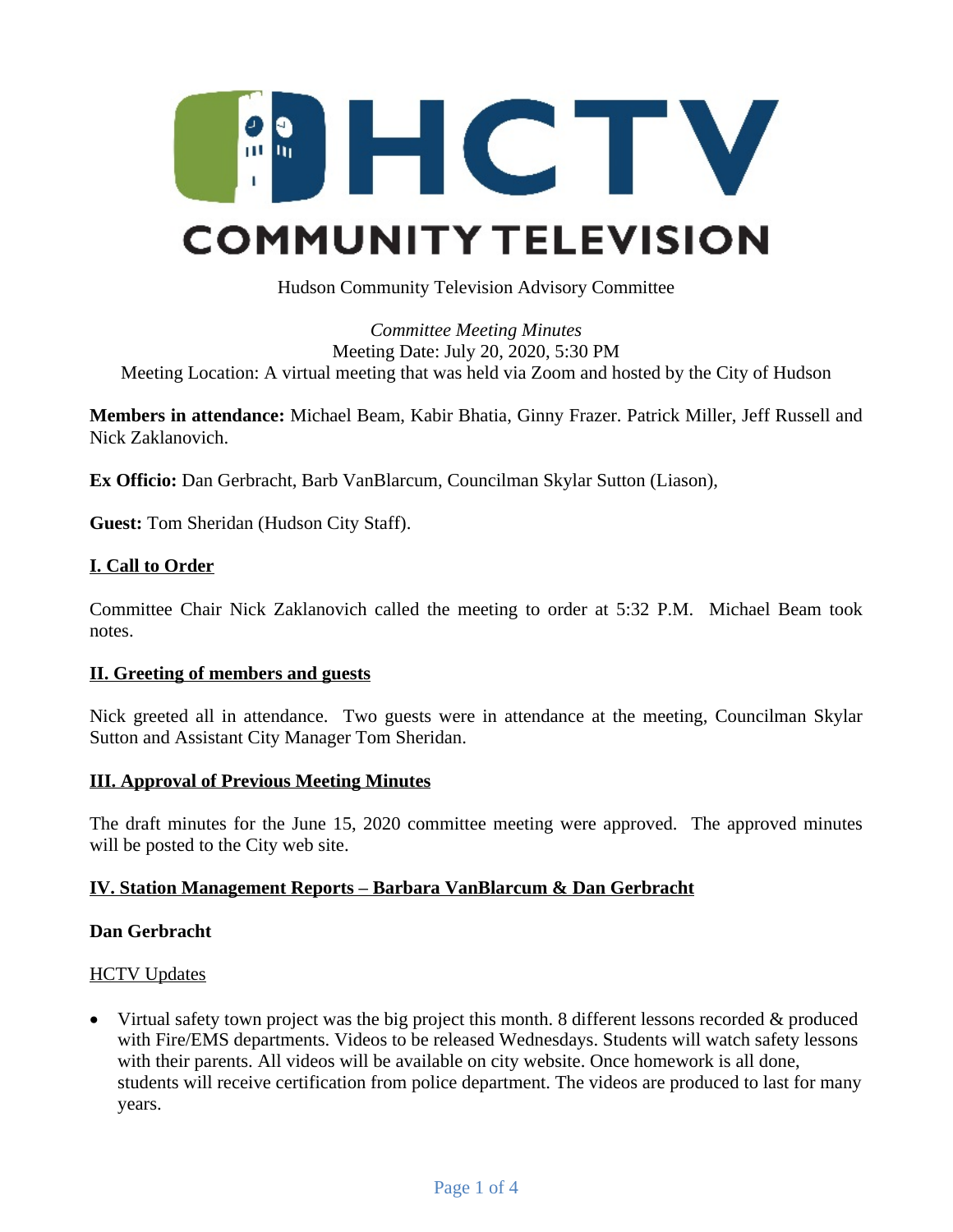# HCTV COMMUNITY TELEVISION

Hudson Community Television Advisory Committee

*Committee Meeting Minutes*
Meeting Date: July 20, 2020, 5:30 PM
Meeting Location: A virtual meeting that was held via Zoom and hosted by the City of Hudson

**Members in attendance:** Michael Beam, Kabir Bhatia, Ginny Frazer. Patrick Miller, Jeff Russell and Nick Zaklanovich.

**Ex Officio:** Dan Gerbracht, Barb VanBlarcum, Councilman Skylar Sutton (Liason),

**Guest:** Tom Sheridan (Hudson City Staff).

## I. Call to Order

Committee Chair Nick Zaklanovich called the meeting to order at 5:32 P.M. Michael Beam took notes.

## II. Greeting of members and guests

Nick greeted all in attendance. Two guests were in attendance at the meeting, Councilman Skylar Sutton and Assistant City Manager Tom Sheridan.

## III. Approval of Previous Meeting Minutes

The draft minutes for the June 15, 2020 committee meeting were approved. The approved minutes will be posted to the City web site.

## IV. Station Management Reports – Barbara VanBlarcum & Dan Gerbracht

### Dan Gerbracht

HCTV Updates

- Virtual safety town project was the big project this month. 8 different lessons recorded & produced with Fire/EMS departments. Videos to be released Wednesdays. Students will watch safety lessons with their parents. All videos will be available on city website. Once homework is all done, students will receive certification from police department. The videos are produced to last for many years.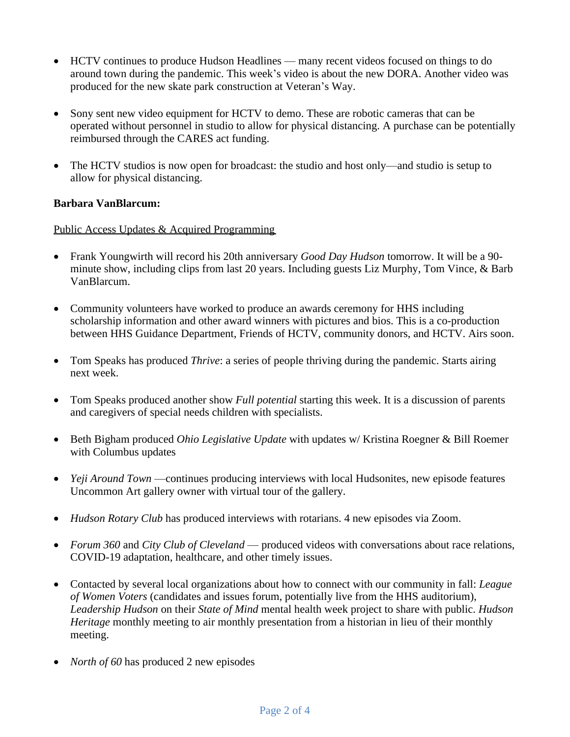- HCTV continues to produce Hudson Headlines — many recent videos focused on things to do around town during the pandemic. This week's video is about the new DORA. Another video was produced for the new skate park construction at Veteran's Way.

- Sony sent new video equipment for HCTV to demo. These are robotic cameras that can be operated without personnel in studio to allow for physical distancing. A purchase can be potentially reimbursed through the CARES act funding.

- The HCTV studios is now open for broadcast: the studio and host only—and studio is setup to allow for physical distancing.

**Barbara VanBlarcum:**

<u>Public Access Updates & Acquired Programming</u>

- Frank Youngwirth will record his 20th anniversary *Good Day Hudson* tomorrow. It will be a 90-minute show, including clips from last 20 years. Including guests Liz Murphy, Tom Vince, & Barb VanBlarcum.

- Community volunteers have worked to produce an awards ceremony for HHS including scholarship information and other award winners with pictures and bios. This is a co-production between HHS Guidance Department, Friends of HCTV, community donors, and HCTV. Airs soon.

- Tom Speaks has produced *Thrive*: a series of people thriving during the pandemic. Starts airing next week.

- Tom Speaks produced another show *Full potential* starting this week. It is a discussion of parents and caregivers of special needs children with specialists.

- Beth Bigham produced *Ohio Legislative Update* with updates w/ Kristina Roegner & Bill Roemer with Columbus updates

- *Yeji Around Town* —continues producing interviews with local Hudsonites, new episode features Uncommon Art gallery owner with virtual tour of the gallery.

- *Hudson Rotary Club* has produced interviews with rotarians. 4 new episodes via Zoom.

- *Forum 360* and *City Club of Cleveland* — produced videos with conversations about race relations, COVID-19 adaptation, healthcare, and other timely issues.

- Contacted by several local organizations about how to connect with our community in fall: *League of Women Voters* (candidates and issues forum, potentially live from the HHS auditorium), *Leadership Hudson* on their *State of Mind* mental health week project to share with public. *Hudson Heritage* monthly meeting to air monthly presentation from a historian in lieu of their monthly meeting.

- *North of 60* has produced 2 new episodes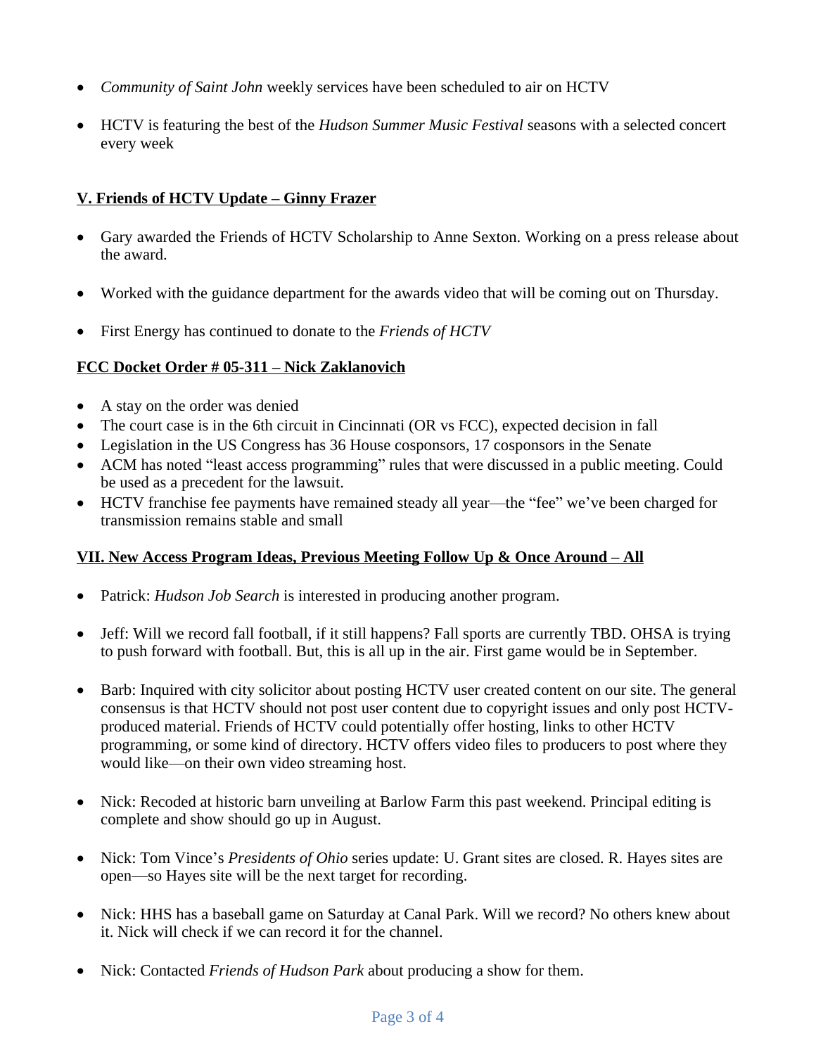- *Community of Saint John* weekly services have been scheduled to air on HCTV

- HCTV is featuring the best of the *Hudson Summer Music Festival* seasons with a selected concert every week

## V. Friends of HCTV Update – Ginny Frazer

- Gary awarded the Friends of HCTV Scholarship to Anne Sexton. Working on a press release about the award.

- Worked with the guidance department for the awards video that will be coming out on Thursday.

- First Energy has continued to donate to the *Friends of HCTV*

## FCC Docket Order # 05-311 – Nick Zaklanovich

- A stay on the order was denied
- The court case is in the 6th circuit in Cincinnati (OR vs FCC), expected decision in fall
- Legislation in the US Congress has 36 House cosponsors, 17 cosponsors in the Senate
- ACM has noted "least access programming" rules that were discussed in a public meeting. Could be used as a precedent for the lawsuit.
- HCTV franchise fee payments have remained steady all year—the "fee" we've been charged for transmission remains stable and small

## VII. New Access Program Ideas, Previous Meeting Follow Up & Once Around – All

- Patrick: *Hudson Job Search* is interested in producing another program.

- Jeff: Will we record fall football, if it still happens? Fall sports are currently TBD. OHSA is trying to push forward with football. But, this is all up in the air. First game would be in September.

- Barb: Inquired with city solicitor about posting HCTV user created content on our site. The general consensus is that HCTV should not post user content due to copyright issues and only post HCTV-produced material. Friends of HCTV could potentially offer hosting, links to other HCTV programming, or some kind of directory. HCTV offers video files to producers to post where they would like—on their own video streaming host.

- Nick: Recoded at historic barn unveiling at Barlow Farm this past weekend. Principal editing is complete and show should go up in August.

- Nick: Tom Vince's *Presidents of Ohio* series update: U. Grant sites are closed. R. Hayes sites are open—so Hayes site will be the next target for recording.

- Nick: HHS has a baseball game on Saturday at Canal Park. Will we record? No others knew about it. Nick will check if we can record it for the channel.

- Nick: Contacted *Friends of Hudson Park* about producing a show for them.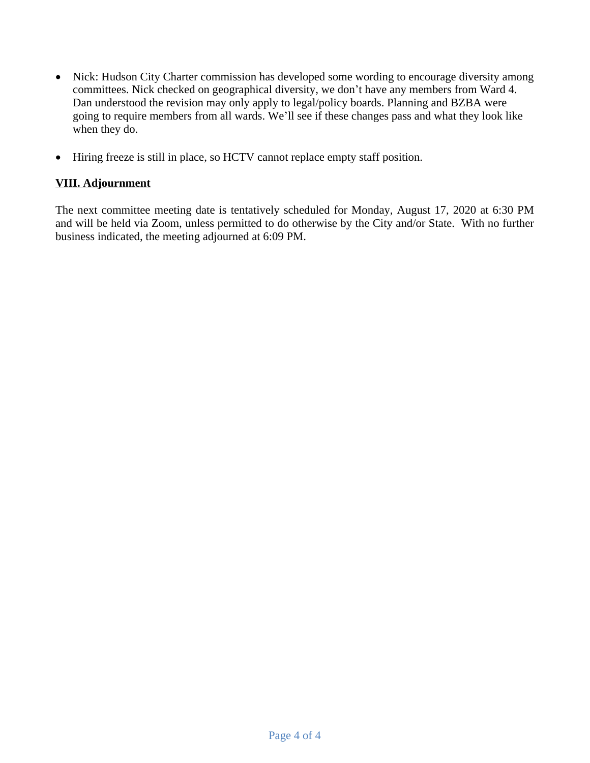- Nick: Hudson City Charter commission has developed some wording to encourage diversity among committees. Nick checked on geographical diversity, we don't have any members from Ward 4. Dan understood the revision may only apply to legal/policy boards. Planning and BZBA were going to require members from all wards. We'll see if these changes pass and what they look like when they do.

- Hiring freeze is still in place, so HCTV cannot replace empty staff position.

## VIII. Adjournment

The next committee meeting date is tentatively scheduled for Monday, August 17, 2020 at 6:30 PM and will be held via Zoom, unless permitted to do otherwise by the City and/or State. With no further business indicated, the meeting adjourned at 6:09 PM.